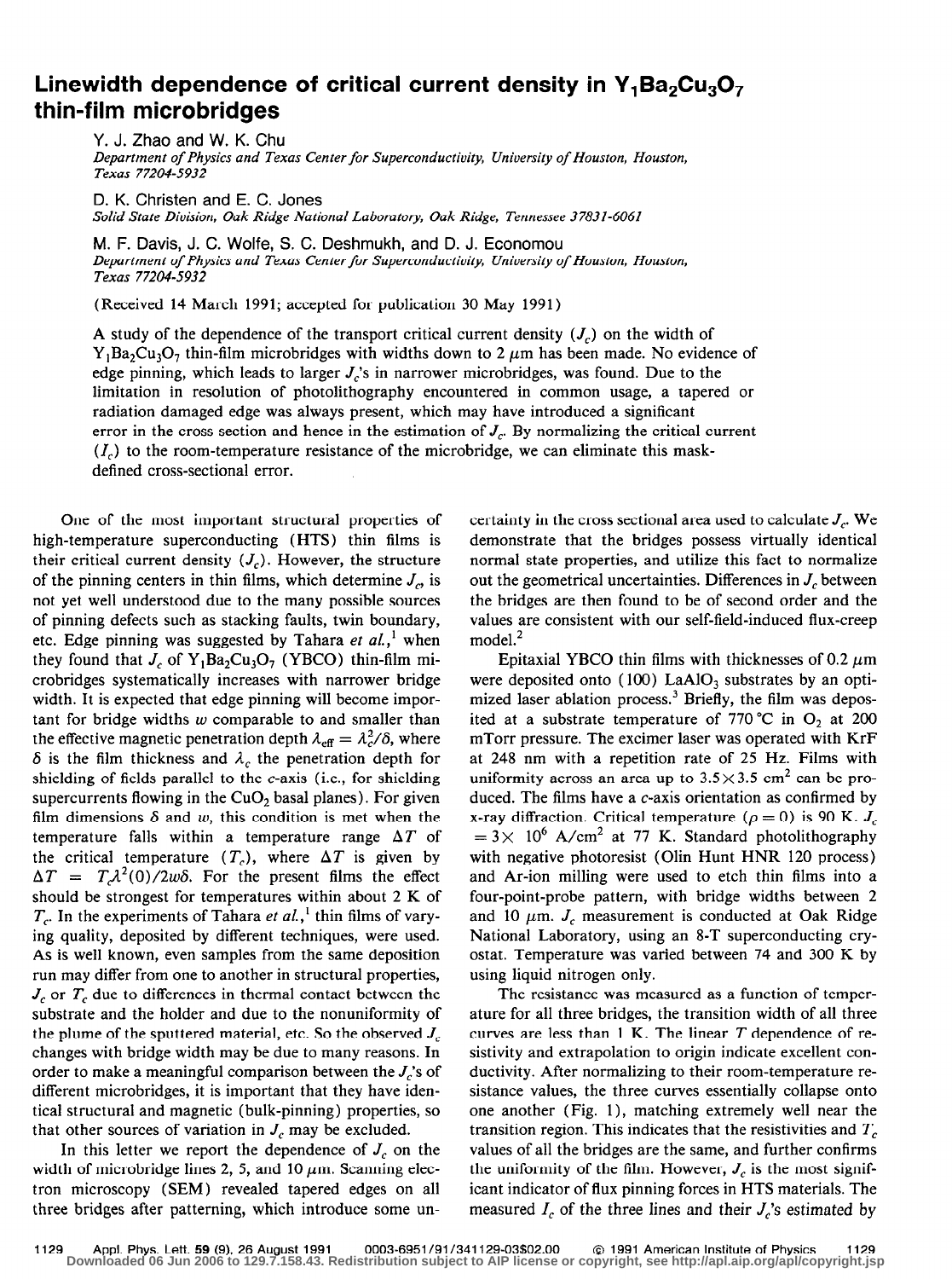# Linewidth dependence of critical current density in $Y_1Ba_2Cu_3O_7$ thin-film microbridges

Y. J. Zhao and W. K. Chu
*Department of Physics and Texas Center for Superconductivity, University of Houston, Houston, Texas 77204-5932*

D. K. Christen and E. C. Jones
*Solid State Division, Oak Ridge National Laboratory, Oak Ridge, Tennessee 37831-6061*

M. F. Davis, J. C. Wolfe, S. C. Deshmukh, and D. J. Economou
*Department of Physics and Texas Center for Superconductivity, University of Houston, Houston, Texas 77204-5932*

(Received 14 March 1991; accepted for publication 30 May 1991)

A study of the dependence of the transport critical current density ($J_c$) on the width of $Y_1Ba_2Cu_3O_7$ thin-film microbridges with widths down to 2 μm has been made. No evidence of edge pinning, which leads to larger $J_c$'s in narrower microbridges, was found. Due to the limitation in resolution of photolithography encountered in common usage, a tapered or radiation damaged edge was always present, which may have introduced a significant error in the cross section and hence in the estimation of $J_c$. By normalizing the critical current ($I_c$) to the room-temperature resistance of the microbridge, we can eliminate this mask-defined cross-sectional error.

One of the most important structural properties of high-temperature superconducting (HTS) thin films is their critical current density ($J_c$). However, the structure of the pinning centers in thin films, which determine $J_c$, is not yet well understood due to the many possible sources of pinning defects such as stacking faults, twin boundary, etc. Edge pinning was suggested by Tahara *et al.*,[1] when they found that $J_c$ of $Y_1Ba_2Cu_3O_7$ (YBCO) thin-film microbridges systematically increases with narrower bridge width. It is expected that edge pinning will become important for bridge widths $w$ comparable to and smaller than the effective magnetic penetration depth $\lambda_{\text{eff}} = \lambda_c^2/\delta$, where $\delta$ is the film thickness and $\lambda_c$ the penetration depth for shielding of fields parallel to the c-axis (i.e., for shielding supercurrents flowing in the $CuO_2$ basal planes). For given film dimensions $\delta$ and $w$, this condition is met when the temperature falls within a temperature range $\Delta T$ of the critical temperature ($T_c$), where $\Delta T$ is given by $\Delta T = T_c\lambda^2(0)/2w\delta$. For the present films the effect should be strongest for temperatures within about 2 K of $T_c$. In the experiments of Tahara *et al.*,[1] thin films of varying quality, deposited by different techniques, were used. As is well known, even samples from the same deposition run may differ from one to another in structural properties, $J_c$ or $T_c$ due to differences in thermal contact between the substrate and the holder and due to the nonuniformity of the plume of the sputtered material, etc. So the observed $J_c$ changes with bridge width may be due to many reasons. In order to make a meaningful comparison between the $J_c$'s of different microbridges, it is important that they have identical structural and magnetic (bulk-pinning) properties, so that other sources of variation in $J_c$ may be excluded.

In this letter we report the dependence of $J_c$ on the width of microbridge lines 2, 5, and 10 μm. Scanning electron microscopy (SEM) revealed tapered edges on all three bridges after patterning, which introduce some uncertainty in the cross sectional area used to calculate $J_c$. We demonstrate that the bridges possess virtually identical normal state properties, and utilize this fact to normalize out the geometrical uncertainties. Differences in $J_c$ between the bridges are then found to be of second order and the values are consistent with our self-field-induced flux-creep model.[2]

Epitaxial YBCO thin films with thicknesses of 0.2 μm were deposited onto (100) $LaAlO_3$ substrates by an optimized laser ablation process.[3] Briefly, the film was deposited at a substrate temperature of 770 °C in $O_2$ at 200 mTorr pressure. The excimer laser was operated with KrF at 248 nm with a repetition rate of 25 Hz. Films with uniformity across an area up to $3.5\times 3.5$ cm$^2$ can be produced. The films have a c-axis orientation as confirmed by x-ray diffraction. Critical temperature ($\rho = 0$) is 90 K. $J_c = 3\times 10^6$ A/cm$^2$ at 77 K. Standard photolithography with negative photoresist (Olin Hunt HNR 120 process) and Ar-ion milling were used to etch thin films into a four-point-probe pattern, with bridge widths between 2 and 10 μm. $J_c$ measurement is conducted at Oak Ridge National Laboratory, using an 8-T superconducting cryostat. Temperature was varied between 74 and 300 K by using liquid nitrogen only.

The resistance was measured as a function of temperature for all three bridges, the transition width of all three curves are less than 1 K. The linear $T$ dependence of resistivity and extrapolation to origin indicate excellent conductivity. After normalizing to their room-temperature resistance values, the three curves essentially collapse onto one another (Fig. 1), matching extremely well near the transition region. This indicates that the resistivities and $T_c$ values of all the bridges are the same, and further confirms the uniformity of the film. However, $J_c$ is the most significant indicator of flux pinning forces in HTS materials. The measured $I_c$ of the three lines and their $J_c$'s estimated by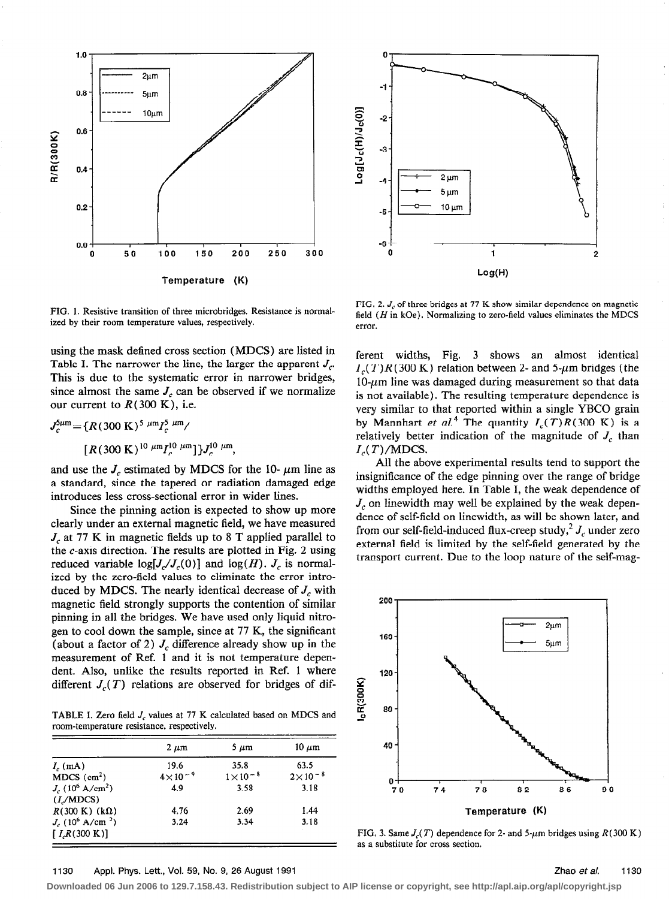FIG. 1. Resistive transition of three microbridges. Resistance is normalized by their room temperature values, respectively.

FIG. 2. $J_c$ of three bridges at 77 K show similar dependence on magnetic field ($H$ in kOe). Normalizing to zero-field values eliminates the MDCS error.

using the mask defined cross section (MDCS) are listed in Table I. The narrower the line, the larger the apparent $J_c$. This is due to the systematic error in narrower bridges, since almost the same $J_c$ can be observed if we normalize our current to $R$(300 K), i.e.

$$J_c^{5\mu\text{m}} = \{R(300\text{ K})^{5\ \mu\text{m}} I_c^{5\ \mu\text{m}} / [R(300\text{ K})^{10\ \mu\text{m}} I_c^{10\ \mu\text{m}}]\} J_c^{10\ \mu\text{m}},$$

and use the $J_c$ estimated by MDCS for the 10- $\mu$m line as a standard, since the tapered or radiation damaged edge introduces less cross-sectional error in wider lines.

Since the pinning action is expected to show up more clearly under an external magnetic field, we have measured $J_c$ at 77 K in magnetic fields up to 8 T applied parallel to the $c$-axis direction. The results are plotted in Fig. 2 using reduced variable $\log[J_c/J_c(0)]$ and $\log(H)$. $J_c$ is normalized by the zero-field values to eliminate the error introduced by MDCS. The nearly identical decrease of $J_c$ with magnetic field strongly supports the contention of similar pinning in all the bridges. We have used only liquid nitrogen to cool down the sample, since at 77 K, the significant (about a factor of 2) $J_c$ difference already show up in the measurement of Ref. 1 and it is not temperature dependent. Also, unlike the results reported in Ref. 1 where different $J_c(T)$ relations are observed for bridges of different widths, Fig. 3 shows an almost identical $I_c(T)R$(300 K) relation between 2- and 5-$\mu$m bridges (the 10-$\mu$m line was damaged during measurement so that data is not available). The resulting temperature dependence is very similar to that reported within a single YBCO grain by Mannhart *et al.*[4] The quantity $I_c(T)R$(300 K) is a relatively better indication of the magnitude of $J_c$ than $I_c(T)$/MDCS.

TABLE I. Zero field $J_c$ values at 77 K calculated based on MDCS and room-temperature resistance, respectively.

| | 2 $\mu$m | 5 $\mu$m | 10 $\mu$m |
|---|---|---|---|
| $I_c$ (mA) | 19.6 | 35.8 | 63.5 |
| MDCS (cm$^2$) | $4\times10^{-9}$ | $1\times10^{-8}$ | $2\times10^{-8}$ |
| $J_c$ ($10^6$ A/cm$^2$) ($I_c$/MDCS) | 4.9 | 3.58 | 3.18 |
| $R$(300 K) (k$\Omega$) | 4.76 | 2.69 | 1.44 |
| $J_c$ ($10^6$ A/cm$^2$) [$I_c R$(300 K)] | 3.24 | 3.34 | 3.18 |

All the above experimental results tend to support the insignificance of the edge pinning over the range of bridge widths employed here. In Table I, the weak dependence of $J_c$ on linewidth may well be explained by the weak dependence of self-field on linewidth, as will be shown later, and from our self-field-induced flux-creep study,[2] $J_c$ under zero external field is limited by the self-field generated by the transport current. Due to the loop nature of the self-mag-

FIG. 3. Same $J_c(T)$ dependence for 2- and 5-$\mu$m bridges using $R$(300 K) as a substitute for cross section.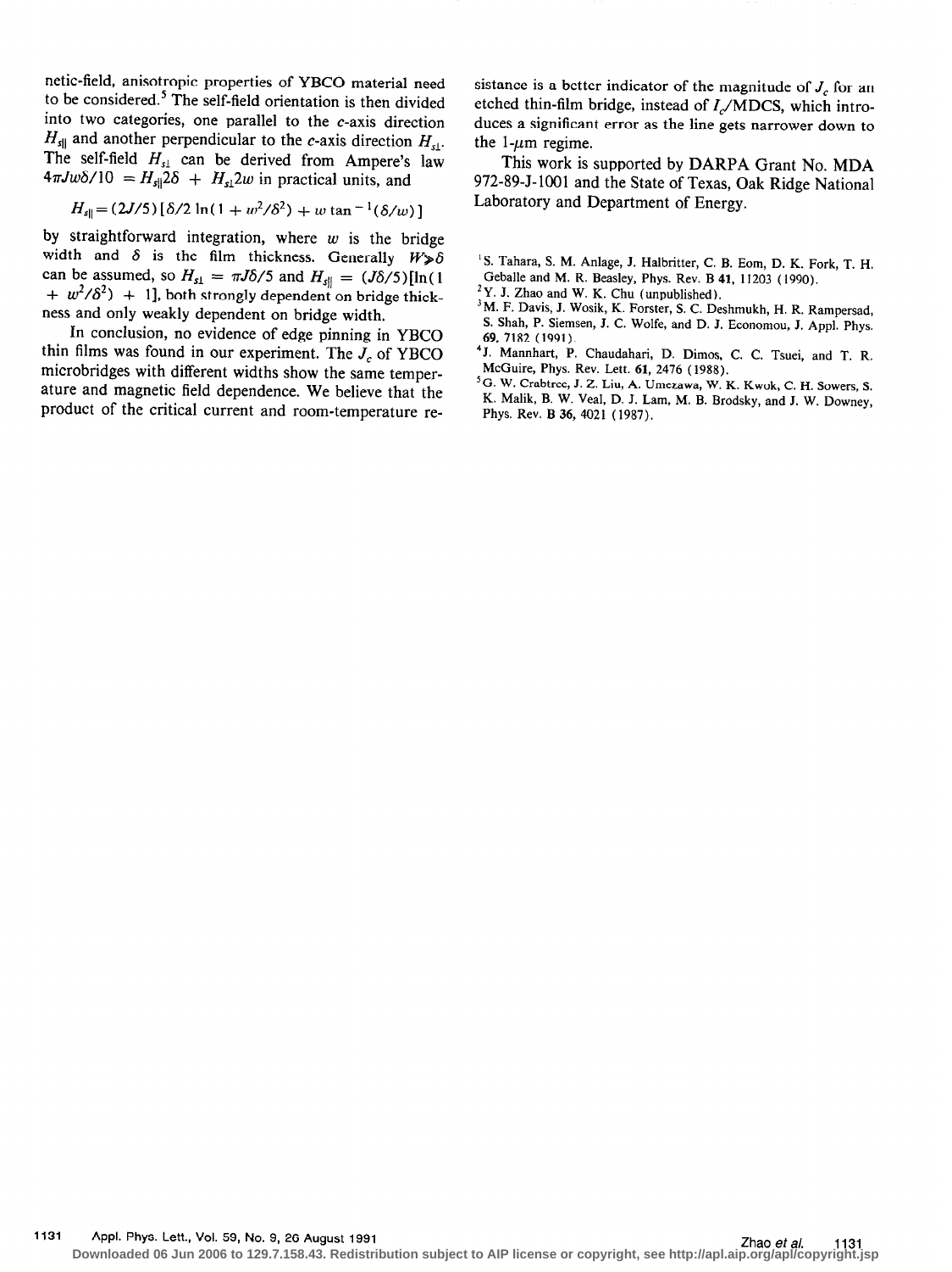netic-field, anisotropic properties of YBCO material need to be considered.[5] The self-field orientation is then divided into two categories, one parallel to the $c$-axis direction $H_{s\|}$ and another perpendicular to the $c$-axis direction $H_{s\perp}$. The self-field $H_{s\perp}$ can be derived from Ampere's law $4\pi Jw\delta/10 = H_{s\|}2\delta + H_{s\perp}2w$ in practical units, and

$$H_{s\|} = (2J/5)[\delta/2 \ln(1 + w^2/\delta^2) + w \tan^{-1}(\delta/w)]$$

by straightforward integration, where $w$ is the bridge width and $\delta$ is the film thickness. Generally $W \gg \delta$ can be assumed, so $H_{s\perp} = \pi J\delta/5$ and $H_{s\|} = (J\delta/5)[\ln(1 + w^2/\delta^2) + 1]$, both strongly dependent on bridge thickness and only weakly dependent on bridge width.

In conclusion, no evidence of edge pinning in YBCO thin films was found in our experiment. The $J_c$ of YBCO microbridges with different widths show the same temperature and magnetic field dependence. We believe that the product of the critical current and room-temperature resistance is a better indicator of the magnitude of $J_c$ for an etched thin-film bridge, instead of $I_c$/MDCS, which introduces a significant error as the line gets narrower down to the 1-$\mu$m regime.

This work is supported by DARPA Grant No. MDA 972-89-J-1001 and the State of Texas, Oak Ridge National Laboratory and Department of Energy.

[1] S. Tahara, S. M. Anlage, J. Halbritter, C. B. Eom, D. K. Fork, T. H. Geballe and M. R. Beasley, Phys. Rev. B **41**, 11203 (1990).

[2] Y. J. Zhao and W. K. Chu (unpublished).

[3] M. F. Davis, J. Wosik, K. Forster, S. C. Deshmukh, H. R. Rampersad, S. Shah, P. Siemsen, J. C. Wolfe, and D. J. Economou, J. Appl. Phys. **69**, 7182 (1991).

[4] J. Mannhart, P. Chaudahari, D. Dimos, C. C. Tsuei, and T. R. McGuire, Phys. Rev. Lett. **61**, 2476 (1988).

[5] G. W. Crabtree, J. Z. Liu, A. Umezawa, W. K. Kwok, C. H. Sowers, S. K. Malik, B. W. Veal, D. J. Lam, M. B. Brodsky, and J. W. Downey, Phys. Rev. B **36**, 4021 (1987).